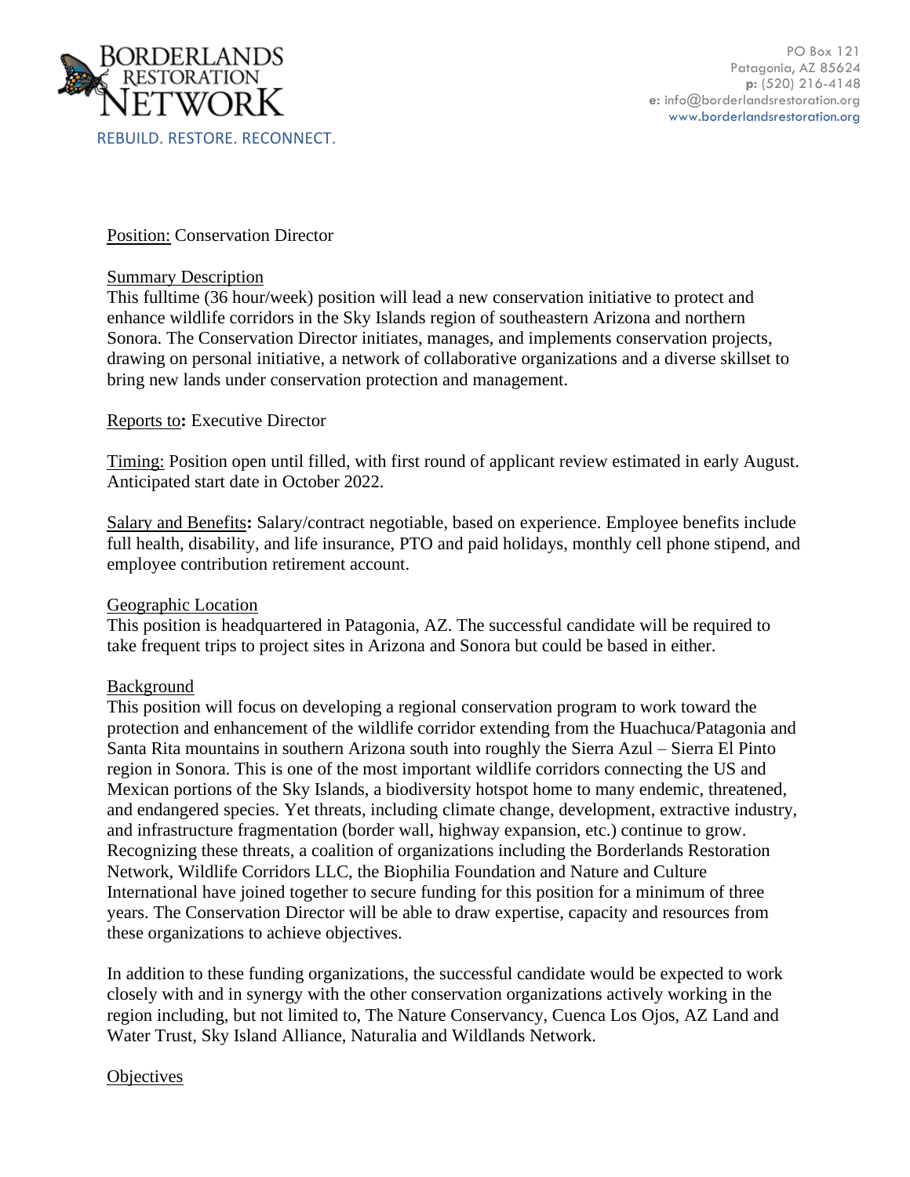BORDERLANDS RESTORATION NETWORK

REBUILD. RESTORE. RECONNECT.

PO Box 121
Patagonia, AZ 85624
**p:** (520) 216-4148
**e:** info@borderlandsrestoration.org
www.borderlandsrestoration.org

Position: Conservation Director

Summary Description

This fulltime (36 hour/week) position will lead a new conservation initiative to protect and enhance wildlife corridors in the Sky Islands region of southeastern Arizona and northern Sonora. The Conservation Director initiates, manages, and implements conservation projects, drawing on personal initiative, a network of collaborative organizations and a diverse skillset to bring new lands under conservation protection and management.

Reports to**:** Executive Director

Timing: Position open until filled, with first round of applicant review estimated in early August. Anticipated start date in October 2022.

Salary and Benefits**:** Salary/contract negotiable, based on experience. Employee benefits include full health, disability, and life insurance, PTO and paid holidays, monthly cell phone stipend, and employee contribution retirement account.

Geographic Location

This position is headquartered in Patagonia, AZ. The successful candidate will be required to take frequent trips to project sites in Arizona and Sonora but could be based in either.

Background

This position will focus on developing a regional conservation program to work toward the protection and enhancement of the wildlife corridor extending from the Huachuca/Patagonia and Santa Rita mountains in southern Arizona south into roughly the Sierra Azul – Sierra El Pinto region in Sonora. This is one of the most important wildlife corridors connecting the US and Mexican portions of the Sky Islands, a biodiversity hotspot home to many endemic, threatened, and endangered species. Yet threats, including climate change, development, extractive industry, and infrastructure fragmentation (border wall, highway expansion, etc.) continue to grow. Recognizing these threats, a coalition of organizations including the Borderlands Restoration Network, Wildlife Corridors LLC, the Biophilia Foundation and Nature and Culture International have joined together to secure funding for this position for a minimum of three years. The Conservation Director will be able to draw expertise, capacity and resources from these organizations to achieve objectives.

In addition to these funding organizations, the successful candidate would be expected to work closely with and in synergy with the other conservation organizations actively working in the region including, but not limited to, The Nature Conservancy, Cuenca Los Ojos, AZ Land and Water Trust, Sky Island Alliance, Naturalia and Wildlands Network.

Objectives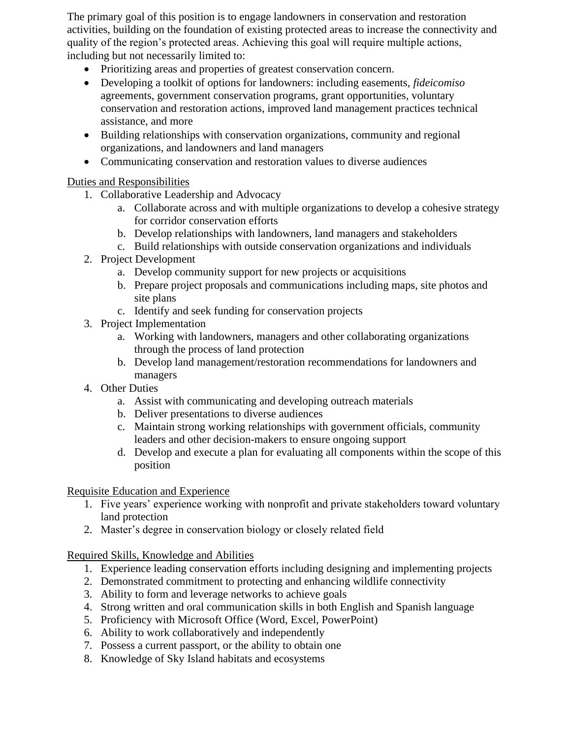The primary goal of this position is to engage landowners in conservation and restoration activities, building on the foundation of existing protected areas to increase the connectivity and quality of the region's protected areas. Achieving this goal will require multiple actions, including but not necessarily limited to:

- Prioritizing areas and properties of greatest conservation concern.
- Developing a toolkit of options for landowners: including easements, *fideicomiso* agreements, government conservation programs, grant opportunities, voluntary conservation and restoration actions, improved land management practices technical assistance, and more
- Building relationships with conservation organizations, community and regional organizations, and landowners and land managers
- Communicating conservation and restoration values to diverse audiences

<u>Duties and Responsibilities</u>

1. Collaborative Leadership and Advocacy
    a. Collaborate across and with multiple organizations to develop a cohesive strategy for corridor conservation efforts
    b. Develop relationships with landowners, land managers and stakeholders
    c. Build relationships with outside conservation organizations and individuals
2. Project Development
    a. Develop community support for new projects or acquisitions
    b. Prepare project proposals and communications including maps, site photos and site plans
    c. Identify and seek funding for conservation projects
3. Project Implementation
    a. Working with landowners, managers and other collaborating organizations through the process of land protection
    b. Develop land management/restoration recommendations for landowners and managers
4. Other Duties
    a. Assist with communicating and developing outreach materials
    b. Deliver presentations to diverse audiences
    c. Maintain strong working relationships with government officials, community leaders and other decision-makers to ensure ongoing support
    d. Develop and execute a plan for evaluating all components within the scope of this position

<u>Requisite Education and Experience</u>

1. Five years' experience working with nonprofit and private stakeholders toward voluntary land protection
2. Master's degree in conservation biology or closely related field

<u>Required Skills, Knowledge and Abilities</u>

1. Experience leading conservation efforts including designing and implementing projects
2. Demonstrated commitment to protecting and enhancing wildlife connectivity
3. Ability to form and leverage networks to achieve goals
4. Strong written and oral communication skills in both English and Spanish language
5. Proficiency with Microsoft Office (Word, Excel, PowerPoint)
6. Ability to work collaboratively and independently
7. Possess a current passport, or the ability to obtain one
8. Knowledge of Sky Island habitats and ecosystems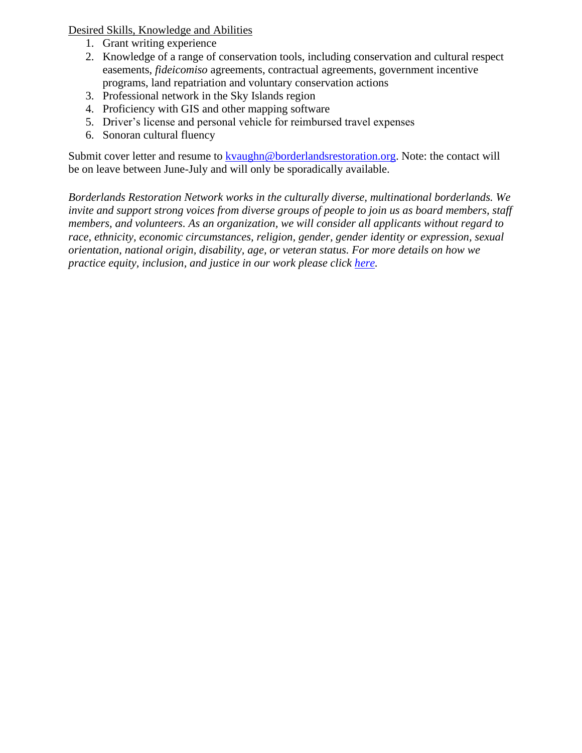Desired Skills, Knowledge and Abilities

1. Grant writing experience
2. Knowledge of a range of conservation tools, including conservation and cultural respect easements, *fideicomiso* agreements, contractual agreements, government incentive programs, land repatriation and voluntary conservation actions
3. Professional network in the Sky Islands region
4. Proficiency with GIS and other mapping software
5. Driver's license and personal vehicle for reimbursed travel expenses
6. Sonoran cultural fluency

Submit cover letter and resume to [kvaughn@borderlandsrestoration.org](mailto:kvaughn@borderlandsrestoration.org). Note: the contact will be on leave between June-July and will only be sporadically available.

*Borderlands Restoration Network works in the culturally diverse, multinational borderlands. We invite and support strong voices from diverse groups of people to join us as board members, staff members, and volunteers. As an organization, we will consider all applicants without regard to race, ethnicity, economic circumstances, religion, gender, gender identity or expression, sexual orientation, national origin, disability, age, or veteran status. For more details on how we practice equity, inclusion, and justice in our work please click here.*